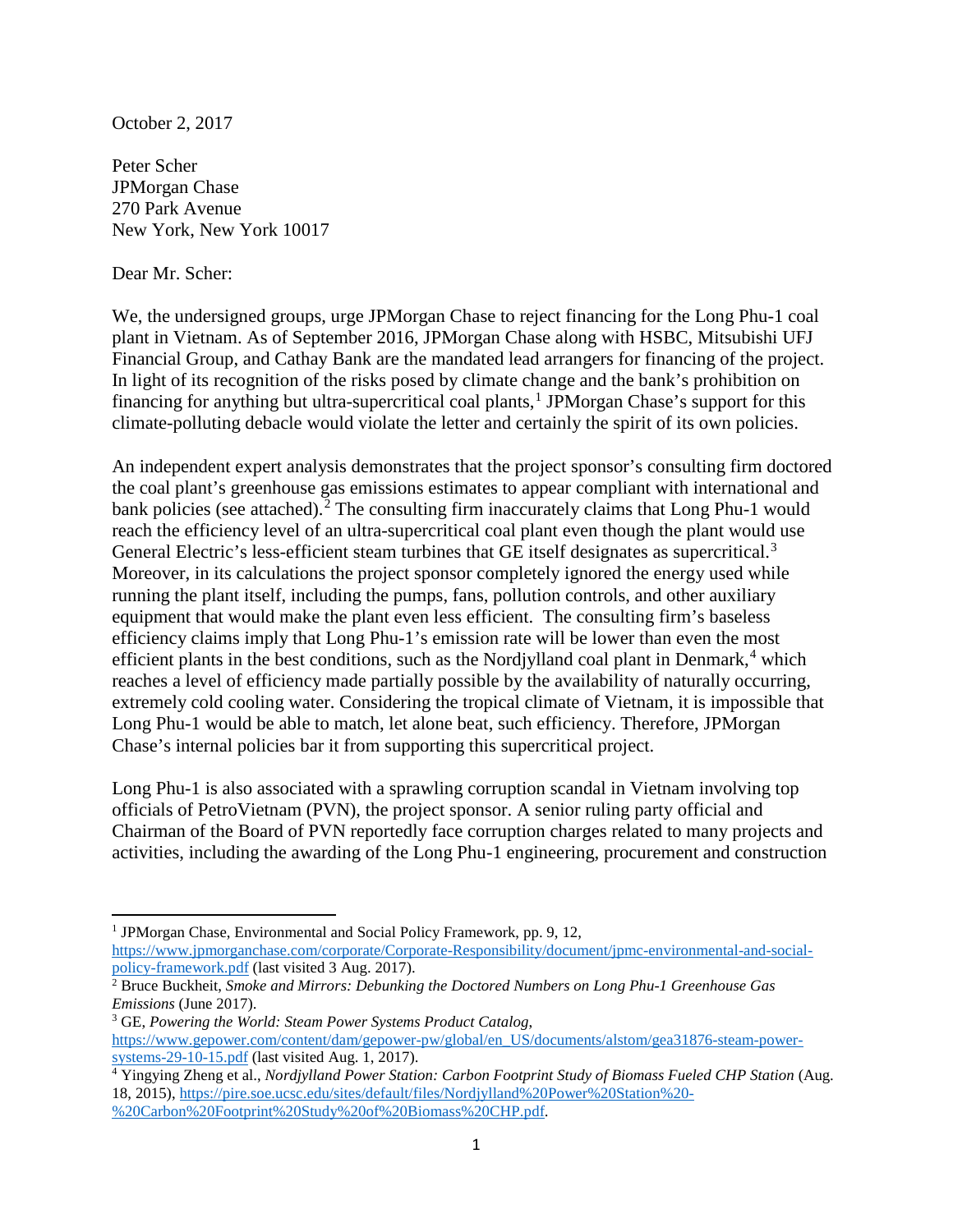October 2, 2017

Peter Scher
JPMorgan Chase
270 Park Avenue
New York, New York 10017

Dear Mr. Scher:

We, the undersigned groups, urge JPMorgan Chase to reject financing for the Long Phu-1 coal plant in Vietnam. As of September 2016, JPMorgan Chase along with HSBC, Mitsubishi UFJ Financial Group, and Cathay Bank are the mandated lead arrangers for financing of the project. In light of its recognition of the risks posed by climate change and the bank's prohibition on financing for anything but ultra-supercritical coal plants,[1] JPMorgan Chase's support for this climate-polluting debacle would violate the letter and certainly the spirit of its own policies.

An independent expert analysis demonstrates that the project sponsor's consulting firm doctored the coal plant's greenhouse gas emissions estimates to appear compliant with international and bank policies (see attached).[2] The consulting firm inaccurately claims that Long Phu-1 would reach the efficiency level of an ultra-supercritical coal plant even though the plant would use General Electric's less-efficient steam turbines that GE itself designates as supercritical.[3] Moreover, in its calculations the project sponsor completely ignored the energy used while running the plant itself, including the pumps, fans, pollution controls, and other auxiliary equipment that would make the plant even less efficient. The consulting firm's baseless efficiency claims imply that Long Phu-1's emission rate will be lower than even the most efficient plants in the best conditions, such as the Nordjylland coal plant in Denmark,[4] which reaches a level of efficiency made partially possible by the availability of naturally occurring, extremely cold cooling water. Considering the tropical climate of Vietnam, it is impossible that Long Phu-1 would be able to match, let alone beat, such efficiency. Therefore, JPMorgan Chase's internal policies bar it from supporting this supercritical project.

Long Phu-1 is also associated with a sprawling corruption scandal in Vietnam involving top officials of PetroVietnam (PVN), the project sponsor. A senior ruling party official and Chairman of the Board of PVN reportedly face corruption charges related to many projects and activities, including the awarding of the Long Phu-1 engineering, procurement and construction

---

[1] JPMorgan Chase, Environmental and Social Policy Framework, pp. 9, 12, https://www.jpmorganchase.com/corporate/Corporate-Responsibility/document/jpmc-environmental-and-social-policy-framework.pdf (last visited 3 Aug. 2017).

[2] Bruce Buckheit, *Smoke and Mirrors: Debunking the Doctored Numbers on Long Phu-1 Greenhouse Gas Emissions* (June 2017).

[3] GE, *Powering the World: Steam Power Systems Product Catalog*, https://www.gepower.com/content/dam/gepower-pw/global/en_US/documents/alstom/gea31876-steam-power-systems-29-10-15.pdf (last visited Aug. 1, 2017).

[4] Yingying Zheng et al., *Nordjylland Power Station: Carbon Footprint Study of Biomass Fueled CHP Station* (Aug. 18, 2015), https://pire.soe.ucsc.edu/sites/default/files/Nordjylland%20Power%20Station%20-%20Carbon%20Footprint%20Study%20of%20Biomass%20CHP.pdf.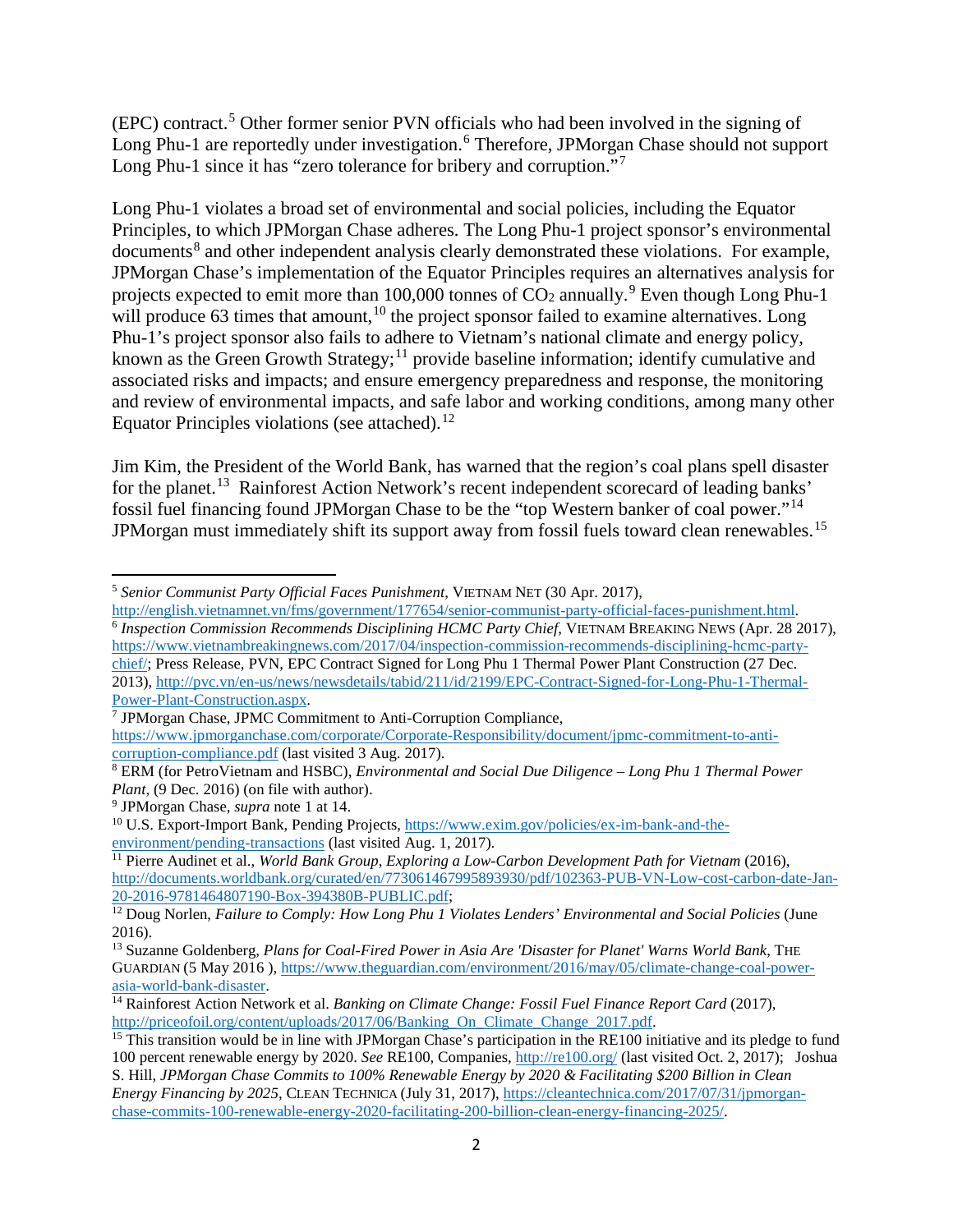(EPC) contract.[5] Other former senior PVN officials who had been involved in the signing of Long Phu-1 are reportedly under investigation.[6] Therefore, JPMorgan Chase should not support Long Phu-1 since it has "zero tolerance for bribery and corruption."[7]

Long Phu-1 violates a broad set of environmental and social policies, including the Equator Principles, to which JPMorgan Chase adheres. The Long Phu-1 project sponsor's environmental documents[8] and other independent analysis clearly demonstrated these violations. For example, JPMorgan Chase's implementation of the Equator Principles requires an alternatives analysis for projects expected to emit more than 100,000 tonnes of $CO_2$ annually.[9] Even though Long Phu-1 will produce 63 times that amount,[10] the project sponsor failed to examine alternatives. Long Phu-1's project sponsor also fails to adhere to Vietnam's national climate and energy policy, known as the Green Growth Strategy;[11] provide baseline information; identify cumulative and associated risks and impacts; and ensure emergency preparedness and response, the monitoring and review of environmental impacts, and safe labor and working conditions, among many other Equator Principles violations (see attached).[12]

Jim Kim, the President of the World Bank, has warned that the region's coal plans spell disaster for the planet.[13] Rainforest Action Network's recent independent scorecard of leading banks' fossil fuel financing found JPMorgan Chase to be the "top Western banker of coal power."[14] JPMorgan must immediately shift its support away from fossil fuels toward clean renewables.[15]

---

[5] *Senior Communist Party Official Faces Punishment*, VIETNAM NET (30 Apr. 2017), http://english.vietnamnet.vn/fms/government/177654/senior-communist-party-official-faces-punishment.html.

[6] *Inspection Commission Recommends Disciplining HCMC Party Chief*, VIETNAM BREAKING NEWS (Apr. 28 2017), https://www.vietnambreakingnews.com/2017/04/inspection-commission-recommends-disciplining-hcmc-party-chief/; Press Release, PVN, EPC Contract Signed for Long Phu 1 Thermal Power Plant Construction (27 Dec. 2013), http://pvc.vn/en-us/news/newsdetails/tabid/211/id/2199/EPC-Contract-Signed-for-Long-Phu-1-Thermal-Power-Plant-Construction.aspx.

[7] JPMorgan Chase, JPMC Commitment to Anti-Corruption Compliance, https://www.jpmorganchase.com/corporate/Corporate-Responsibility/document/jpmc-commitment-to-anti-corruption-compliance.pdf (last visited 3 Aug. 2017).

[8] ERM (for PetroVietnam and HSBC), *Environmental and Social Due Diligence – Long Phu 1 Thermal Power Plant*, (9 Dec. 2016) (on file with author).

[9] JPMorgan Chase, *supra* note 1 at 14.

[10] U.S. Export-Import Bank, Pending Projects, https://www.exim.gov/policies/ex-im-bank-and-the-environment/pending-transactions (last visited Aug. 1, 2017).

[11] Pierre Audinet et al., *World Bank Group, Exploring a Low-Carbon Development Path for Vietnam* (2016), http://documents.worldbank.org/curated/en/773061467995893930/pdf/102363-PUB-VN-Low-cost-carbon-date-Jan-20-2016-9781464807190-Box-394380B-PUBLIC.pdf;

[12] Doug Norlen, *Failure to Comply: How Long Phu 1 Violates Lenders' Environmental and Social Policies* (June 2016).

[13] Suzanne Goldenberg, *Plans for Coal-Fired Power in Asia Are 'Disaster for Planet' Warns World Bank*, THE GUARDIAN (5 May 2016 ), https://www.theguardian.com/environment/2016/may/05/climate-change-coal-power-asia-world-bank-disaster.

[14] Rainforest Action Network et al. *Banking on Climate Change: Fossil Fuel Finance Report Card* (2017), http://priceofoil.org/content/uploads/2017/06/Banking_On_Climate_Change_2017.pdf.

[15] This transition would be in line with JPMorgan Chase's participation in the RE100 initiative and its pledge to fund 100 percent renewable energy by 2020. *See* RE100, Companies, http://re100.org/ (last visited Oct. 2, 2017); Joshua S. Hill, *JPMorgan Chase Commits to 100% Renewable Energy by 2020 & Facilitating $200 Billion in Clean Energy Financing by 2025*, CLEAN TECHNICA (July 31, 2017), https://cleantechnica.com/2017/07/31/jpmorgan-chase-commits-100-renewable-energy-2020-facilitating-200-billion-clean-energy-financing-2025/.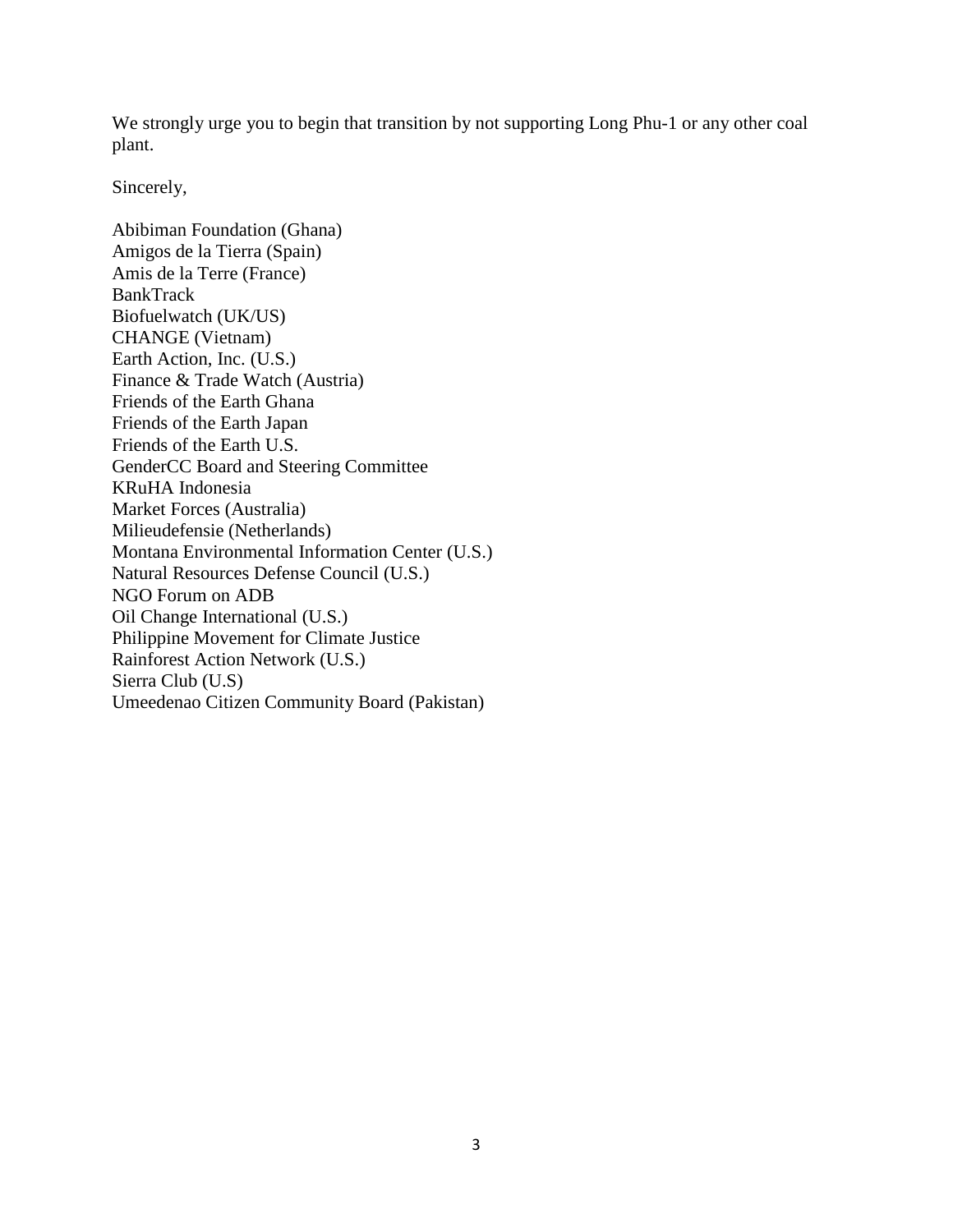We strongly urge you to begin that transition by not supporting Long Phu-1 or any other coal plant.

Sincerely,

Abibiman Foundation (Ghana)  
Amigos de la Tierra (Spain)  
Amis de la Terre (France)  
BankTrack  
Biofuelwatch (UK/US)  
CHANGE (Vietnam)  
Earth Action, Inc. (U.S.)  
Finance & Trade Watch (Austria)  
Friends of the Earth Ghana  
Friends of the Earth Japan  
Friends of the Earth U.S.  
GenderCC Board and Steering Committee  
KRuHA Indonesia  
Market Forces (Australia)  
Milieudefensie (Netherlands)  
Montana Environmental Information Center (U.S.)  
Natural Resources Defense Council (U.S.)  
NGO Forum on ADB  
Oil Change International (U.S.)  
Philippine Movement for Climate Justice  
Rainforest Action Network (U.S.)  
Sierra Club (U.S)  
Umeedenao Citizen Community Board (Pakistan)